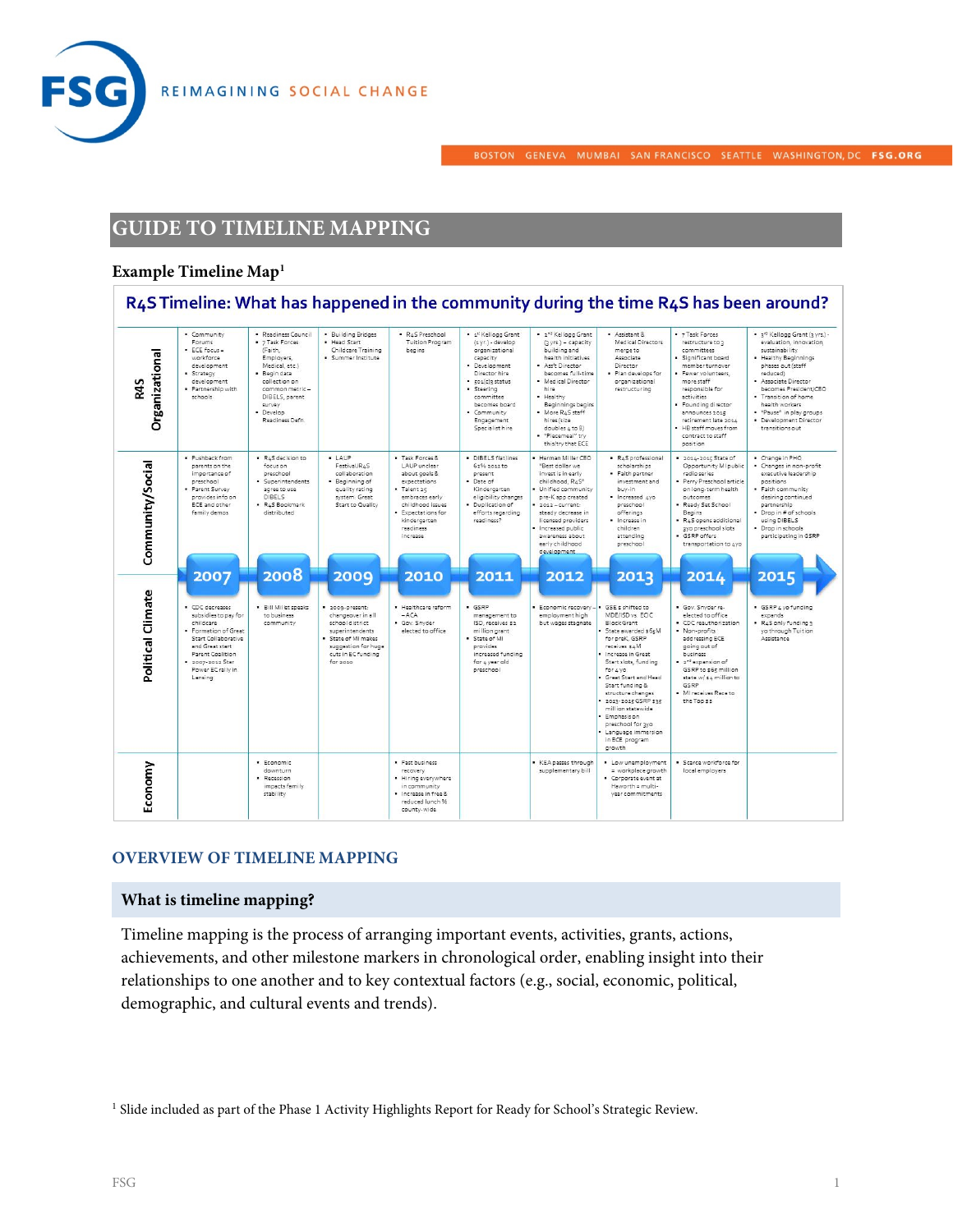# GUIDE TO TIMELINE MAPPING

**Example Timeline Map**[1]

**R4S Timeline: What has happened in the community during the time R4S has been around?**

| | 2007 | 2008 | 2009 | 2010 | 2011 | 2012 | 2013 | 2014 | 2015 |
|---|---|---|---|---|---|---|---|---|---|
| **R4S Organizational** | • Community Forums<br>• ECE focus = workforce development<br>• Strategy development<br>• Partnership with schools | • Readiness Council<br>• 7 Task Forces (Faith, Employers, Medical, etc.)<br>• Begin data collection on common metric – DIBELS, parent survey<br>• Develop Readiness Defn. | • Building Bridges<br>• Head Start Childcare Training<br>• Summer Institute | • R4S Preschool Tuition Program begins | • 1st Kellogg Grant (3 yr.) - develop organizational capacity<br>• Development Director hire<br>• 501(c)3 status<br>• Steering committee becomes board<br>• Community Engagement Specialist hire | • 2nd Kellogg Grant (3 yrs) – capacity building and health initiatives<br>• Ass't Director becomes full-time<br>• Medical Director hire<br>• Healthy Beginnings begins<br>• More R4S staff hires (size doubles 4 to 8)<br>• "Placemat" try this/try that ECE | • Assistant & Medical Directors merge to Associate Director<br>• Plan develops for organizational restructuring | • 7 Task Forces restructure to 3 committees<br>• Significant board member turnover<br>• Fewer volunteers, more staff responsible for activities<br>• Founding director announces 2015 retirement late 2014<br>• HB staff moves from contract to staff position | • 3rd Kellogg Grant (3 yrs.) - evaluation, innovation, sustainability<br>• Healthy Beginnings phases out (staff reduced)<br>• Associate Director becomes President/CEO<br>• Transition of home health workers<br>• "Pause" in play groups<br>• Development Director transitions out |
| **Community/Social** | • Pushback from parents on the importance of preschool<br>• Parent Survey provides info on ECE and other family demos | • R4S decision to focus on preschool<br>• Superintendents agree to use DIBELS<br>• R4S Bookmark distributed | • LAUP Festival/R4S collaboration<br>• Beginning of quality rating system: Great Start to Quality | • Task Forces & LAUP unclear about goals & expectations<br>• Talent 2025 embraces early childhood issues<br>• Expectations for kindergarten readiness increase | • DIBELS flatlines 63% 2011 to present<br>• Date of Kindergarten eligibility changes<br>• Duplication of efforts regarding readiness? | • Herman Miller CEO "Best dollar we invest is in early childhood, R4S"<br>• Unified community pre-K app created<br>• 2012 – current: steady decrease in licensed providers<br>• Increased public awareness about early childhood development | • R4S professional scholarships<br>• Faith partner investment and buy-in<br>• Increased 4yo preschool offerings<br>• Increase in children attending preschool | • 2014-2015 State of Opportunity MI public radio series<br>• Perry Preschool article on long-term health outcomes<br>• Ready Set School Begins<br>• R4S opens additional 3yo preschool slots<br>• GSRP offers transportation to 4yo | • Change in PHO<br>• Changes in non-profit executive leadership positions<br>• Faith community desiring continued partnership<br>• Drop in # of schools using DIBELS<br>• Drop in schools participating in GSRP |
| **Political Climate** | • CDC decreases subsidies to pay for childcare<br>• Formation of Great Start Collaborative and Great start Parent Coalition<br>• 2007-2011 Star Power EC rally in Lansing | • Bill Millet speaks to business community | • 2009-present: changeover in all school district superintendents<br>• State of MI makes suggestion for huge cuts in EC funding for 2010 | • Healthcare reform – ACA<br>• Gov. Snyder elected to office | • GSRP management to ISD, receives $2 million grant<br>• State of MI provides increased funding for 4 year-old preschool | • Economic recovery – employment high but wages stagnate | • GSE $ shifted to MDE/ISD vs. ECC Block Grant<br>• State awarded $65M for preK, GSRP receives $4M<br>• Increase in Great Start slots, funding for 4 yo<br>• Great Start and Head Start funding & structure changes<br>• 2013-2015 GSRP $35 million statewide<br>• Emphasis on preschool for 3yo<br>• Language immersion in ECE program growth | • Gov. Snyder re-elected to office<br>• CDC reauthorization<br>• Non-profits addressing ECE going out of business<br>• 2nd expansion of GSRP to $65 million state w/ $4 million to GSRP<br>• MI receives Race to the Top $$ | • GSRP 4 yo funding expands<br>• R4S only funding 3 yo through Tuition Assistance |
| **Economy** | | • Economic downturn<br>• Recession impacts family stability | | • Fast business recovery<br>• Hiring everywhere in community<br>• Increase in free & reduced lunch % county-wide | | • K&A passes through supplementary bill | • Low unemployment = workplace growth<br>• Corporate event at Haworth = multi-year commitments | • Scarce workforce for local employers | |

## OVERVIEW OF TIMELINE MAPPING

### What is timeline mapping?

Timeline mapping is the process of arranging important events, activities, grants, actions, achievements, and other milestone markers in chronological order, enabling insight into their relationships to one another and to key contextual factors (e.g., social, economic, political, demographic, and cultural events and trends).

[1] Slide included as part of the Phase 1 Activity Highlights Report for Ready for School's Strategic Review.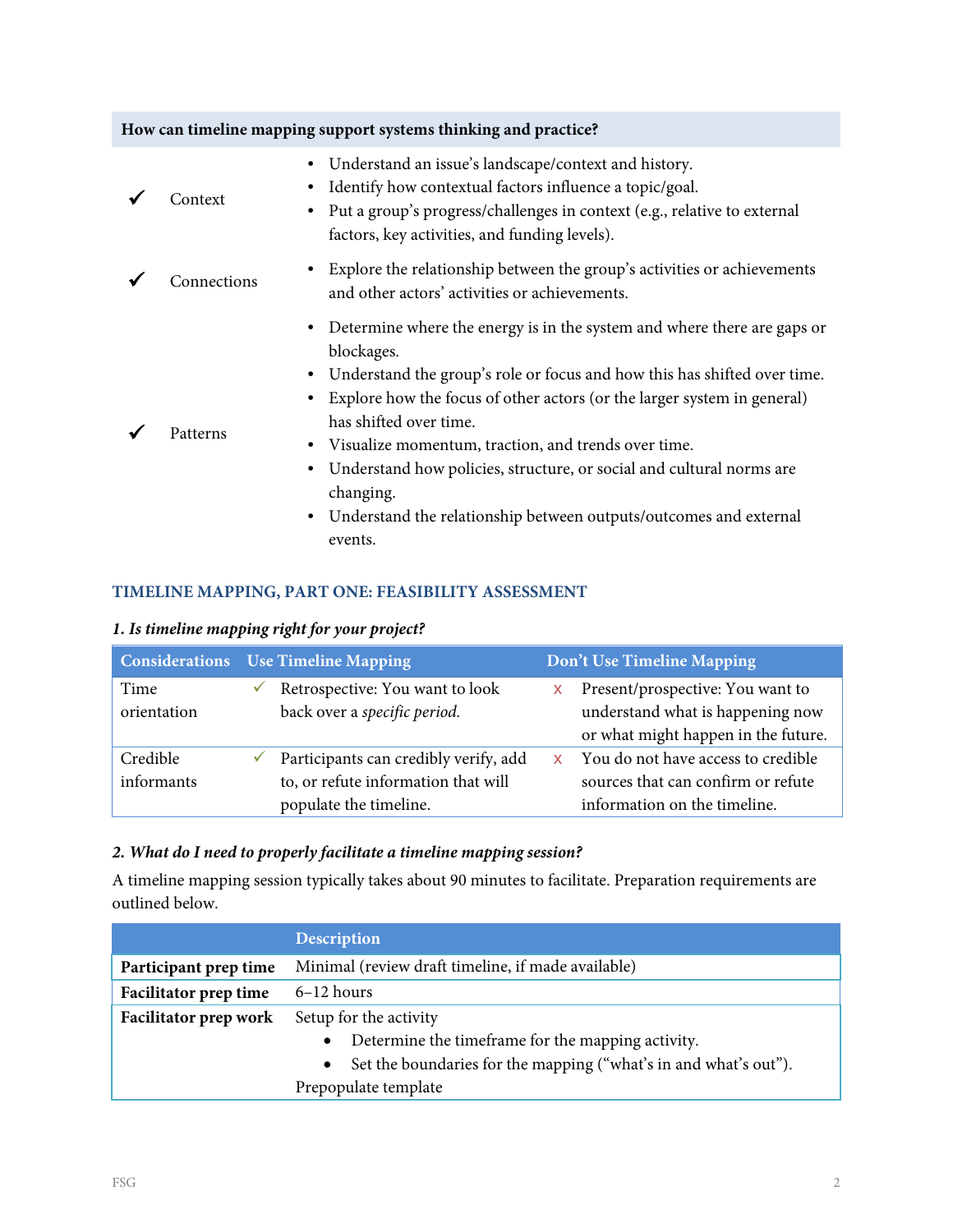| How can timeline mapping support systems thinking and practice? | | |
|---|---|---|
| ✔ | Context | • Understand an issue's landscape/context and history.<br>• Identify how contextual factors influence a topic/goal.<br>• Put a group's progress/challenges in context (e.g., relative to external factors, key activities, and funding levels). |
| ✔ | Connections | • Explore the relationship between the group's activities or achievements and other actors' activities or achievements. |
| ✔ | Patterns | • Determine where the energy is in the system and where there are gaps or blockages.<br>• Understand the group's role or focus and how this has shifted over time.<br>• Explore how the focus of other actors (or the larger system in general) has shifted over time.<br>• Visualize momentum, traction, and trends over time.<br>• Understand how policies, structure, or social and cultural norms are changing.<br>• Understand the relationship between outputs/outcomes and external events. |

## TIMELINE MAPPING, PART ONE: FEASIBILITY ASSESSMENT

### *1. Is timeline mapping right for your project?*

| Considerations | Use Timeline Mapping | Don't Use Timeline Mapping |
|---|---|---|
| Time orientation | ✓ Retrospective: You want to look back over a *specific period.* | x Present/prospective: You want to understand what is happening now or what might happen in the future. |
| Credible informants | ✓ Participants can credibly verify, add to, or refute information that will populate the timeline. | x You do not have access to credible sources that can confirm or refute information on the timeline. |

### *2. What do I need to properly facilitate a timeline mapping session?*

A timeline mapping session typically takes about 90 minutes to facilitate. Preparation requirements are outlined below.

| | Description |
|---|---|
| **Participant prep time** | Minimal (review draft timeline, if made available) |
| **Facilitator prep time** | 6–12 hours |
| **Facilitator prep work** | Setup for the activity<br>• Determine the timeframe for the mapping activity.<br>• Set the boundaries for the mapping ("what's in and what's out").<br>Prepopulate template |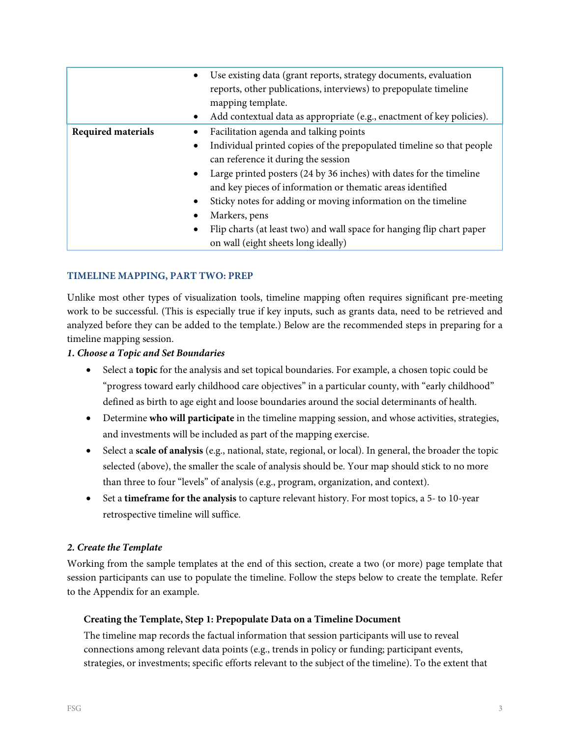| | |
|---|---|
| | • Use existing data (grant reports, strategy documents, evaluation reports, other publications, interviews) to prepopulate timeline mapping template.<br>• Add contextual data as appropriate (e.g., enactment of key policies). |
| **Required materials** | • Facilitation agenda and talking points<br>• Individual printed copies of the prepopulated timeline so that people can reference it during the session<br>• Large printed posters (24 by 36 inches) with dates for the timeline and key pieces of information or thematic areas identified<br>• Sticky notes for adding or moving information on the timeline<br>• Markers, pens<br>• Flip charts (at least two) and wall space for hanging flip chart paper on wall (eight sheets long ideally) |

## TIMELINE MAPPING, PART TWO: PREP

Unlike most other types of visualization tools, timeline mapping often requires significant pre-meeting work to be successful. (This is especially true if key inputs, such as grants data, need to be retrieved and analyzed before they can be added to the template.) Below are the recommended steps in preparing for a timeline mapping session.

### *1. Choose a Topic and Set Boundaries*

- Select a **topic** for the analysis and set topical boundaries. For example, a chosen topic could be "progress toward early childhood care objectives" in a particular county, with "early childhood" defined as birth to age eight and loose boundaries around the social determinants of health.
- Determine **who will participate** in the timeline mapping session, and whose activities, strategies, and investments will be included as part of the mapping exercise.
- Select a **scale of analysis** (e.g., national, state, regional, or local). In general, the broader the topic selected (above), the smaller the scale of analysis should be. Your map should stick to no more than three to four "levels" of analysis (e.g., program, organization, and context).
- Set a **timeframe for the analysis** to capture relevant history. For most topics, a 5- to 10-year retrospective timeline will suffice.

### *2. Create the Template*

Working from the sample templates at the end of this section, create a two (or more) page template that session participants can use to populate the timeline. Follow the steps below to create the template. Refer to the Appendix for an example.

#### Creating the Template, Step 1: Prepopulate Data on a Timeline Document

The timeline map records the factual information that session participants will use to reveal connections among relevant data points (e.g., trends in policy or funding; participant events, strategies, or investments; specific efforts relevant to the subject of the timeline). To the extent that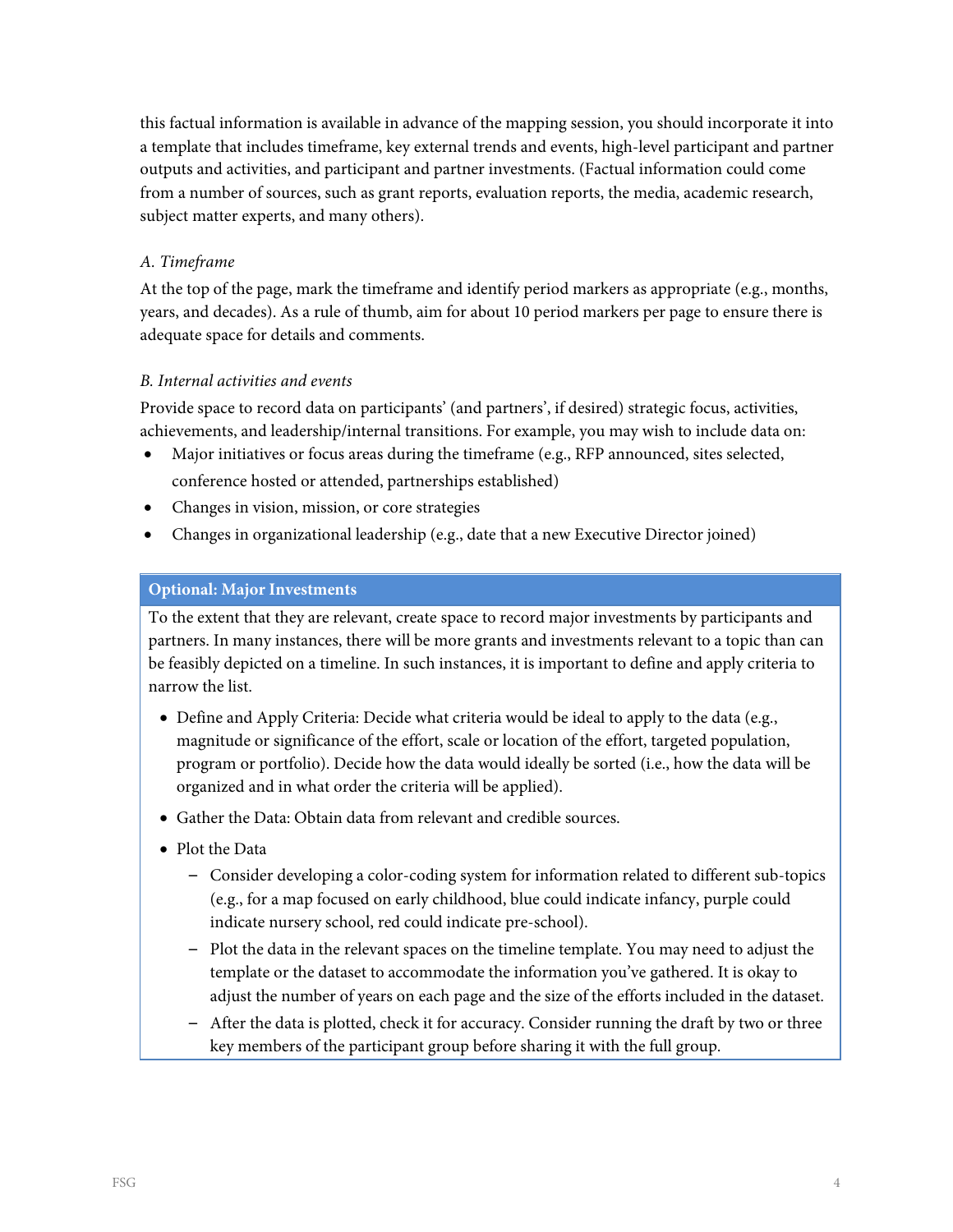this factual information is available in advance of the mapping session, you should incorporate it into a template that includes timeframe, key external trends and events, high-level participant and partner outputs and activities, and participant and partner investments. (Factual information could come from a number of sources, such as grant reports, evaluation reports, the media, academic research, subject matter experts, and many others).

*A. Timeframe*

At the top of the page, mark the timeframe and identify period markers as appropriate (e.g., months, years, and decades). As a rule of thumb, aim for about 10 period markers per page to ensure there is adequate space for details and comments.

*B. Internal activities and events*

Provide space to record data on participants' (and partners', if desired) strategic focus, activities, achievements, and leadership/internal transitions. For example, you may wish to include data on:

- Major initiatives or focus areas during the timeframe (e.g., RFP announced, sites selected, conference hosted or attended, partnerships established)
- Changes in vision, mission, or core strategies
- Changes in organizational leadership (e.g., date that a new Executive Director joined)

**Optional: Major Investments**

To the extent that they are relevant, create space to record major investments by participants and partners. In many instances, there will be more grants and investments relevant to a topic than can be feasibly depicted on a timeline. In such instances, it is important to define and apply criteria to narrow the list.

- Define and Apply Criteria: Decide what criteria would be ideal to apply to the data (e.g., magnitude or significance of the effort, scale or location of the effort, targeted population, program or portfolio). Decide how the data would ideally be sorted (i.e., how the data will be organized and in what order the criteria will be applied).
- Gather the Data: Obtain data from relevant and credible sources.
- Plot the Data
  - Consider developing a color-coding system for information related to different sub-topics (e.g., for a map focused on early childhood, blue could indicate infancy, purple could indicate nursery school, red could indicate pre-school).
  - Plot the data in the relevant spaces on the timeline template. You may need to adjust the template or the dataset to accommodate the information you've gathered. It is okay to adjust the number of years on each page and the size of the efforts included in the dataset.
  - After the data is plotted, check it for accuracy. Consider running the draft by two or three key members of the participant group before sharing it with the full group.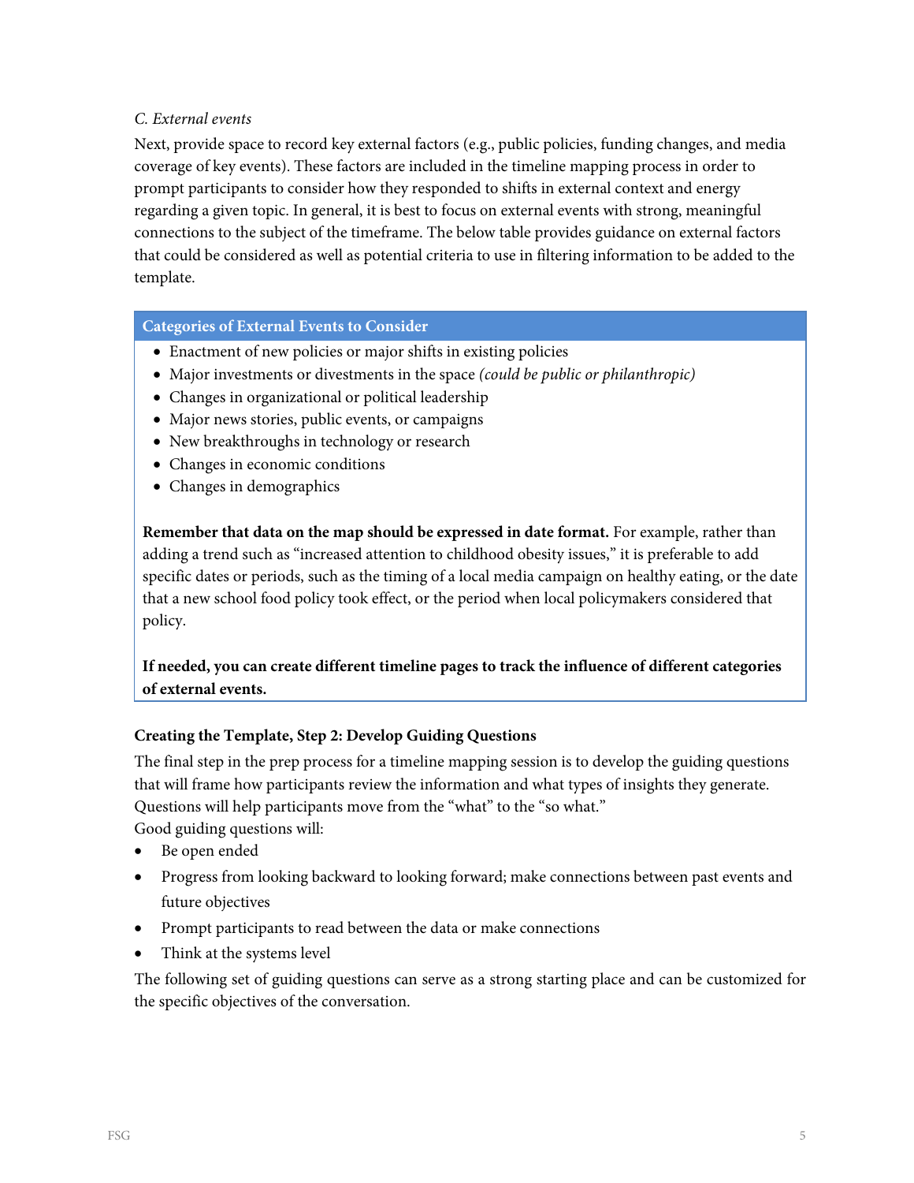*C. External events*

Next, provide space to record key external factors (e.g., public policies, funding changes, and media coverage of key events). These factors are included in the timeline mapping process in order to prompt participants to consider how they responded to shifts in external context and energy regarding a given topic. In general, it is best to focus on external events with strong, meaningful connections to the subject of the timeframe. The below table provides guidance on external factors that could be considered as well as potential criteria to use in filtering information to be added to the template.

| Categories of External Events to Consider |
|---|
| • Enactment of new policies or major shifts in existing policies<br>• Major investments or divestments in the space *(could be public or philanthropic)*<br>• Changes in organizational or political leadership<br>• Major news stories, public events, or campaigns<br>• New breakthroughs in technology or research<br>• Changes in economic conditions<br>• Changes in demographics<br><br>**Remember that data on the map should be expressed in date format.** For example, rather than adding a trend such as "increased attention to childhood obesity issues," it is preferable to add specific dates or periods, such as the timing of a local media campaign on healthy eating, or the date that a new school food policy took effect, or the period when local policymakers considered that policy.<br><br>**If needed, you can create different timeline pages to track the influence of different categories of external events.** |

**Creating the Template, Step 2: Develop Guiding Questions**

The final step in the prep process for a timeline mapping session is to develop the guiding questions that will frame how participants review the information and what types of insights they generate. Questions will help participants move from the "what" to the "so what."

Good guiding questions will:

- Be open ended
- Progress from looking backward to looking forward; make connections between past events and future objectives
- Prompt participants to read between the data or make connections
- Think at the systems level

The following set of guiding questions can serve as a strong starting place and can be customized for the specific objectives of the conversation.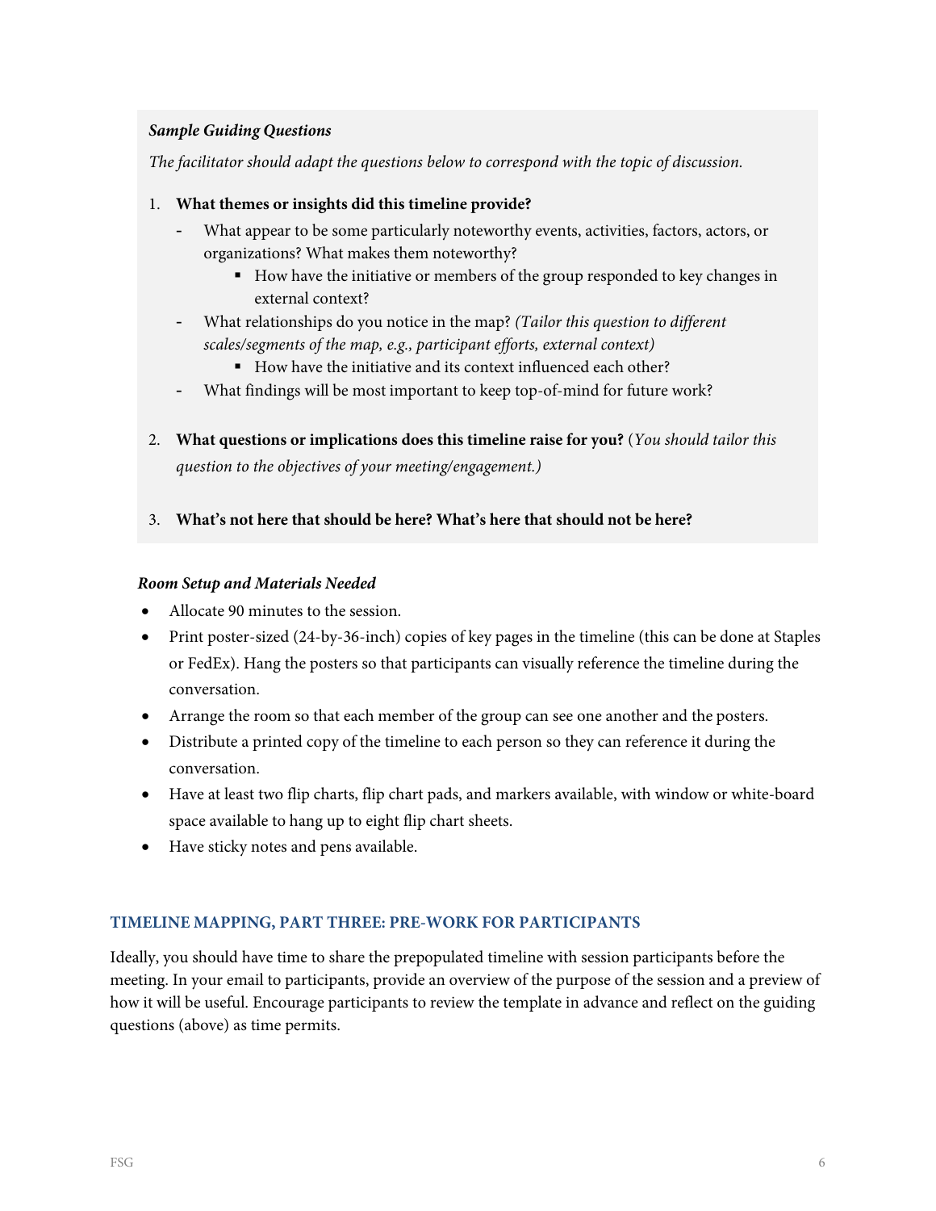***Sample Guiding Questions***

*The facilitator should adapt the questions below to correspond with the topic of discussion.*

1. **What themes or insights did this timeline provide?**
   - What appear to be some particularly noteworthy events, activities, factors, actors, or organizations? What makes them noteworthy?
     - How have the initiative or members of the group responded to key changes in external context?
   - What relationships do you notice in the map? *(Tailor this question to different scales/segments of the map, e.g., participant efforts, external context)*
     - How have the initiative and its context influenced each other?
   - What findings will be most important to keep top-of-mind for future work?

2. **What questions or implications does this timeline raise for you?** (*You should tailor this question to the objectives of your meeting/engagement.)*

3. **What's not here that should be here? What's here that should not be here?**

***Room Setup and Materials Needed***

- Allocate 90 minutes to the session.
- Print poster-sized (24-by-36-inch) copies of key pages in the timeline (this can be done at Staples or FedEx). Hang the posters so that participants can visually reference the timeline during the conversation.
- Arrange the room so that each member of the group can see one another and the posters.
- Distribute a printed copy of the timeline to each person so they can reference it during the conversation.
- Have at least two flip charts, flip chart pads, and markers available, with window or white-board space available to hang up to eight flip chart sheets.
- Have sticky notes and pens available.

### TIMELINE MAPPING, PART THREE: PRE-WORK FOR PARTICIPANTS

Ideally, you should have time to share the prepopulated timeline with session participants before the meeting. In your email to participants, provide an overview of the purpose of the session and a preview of how it will be useful. Encourage participants to review the template in advance and reflect on the guiding questions (above) as time permits.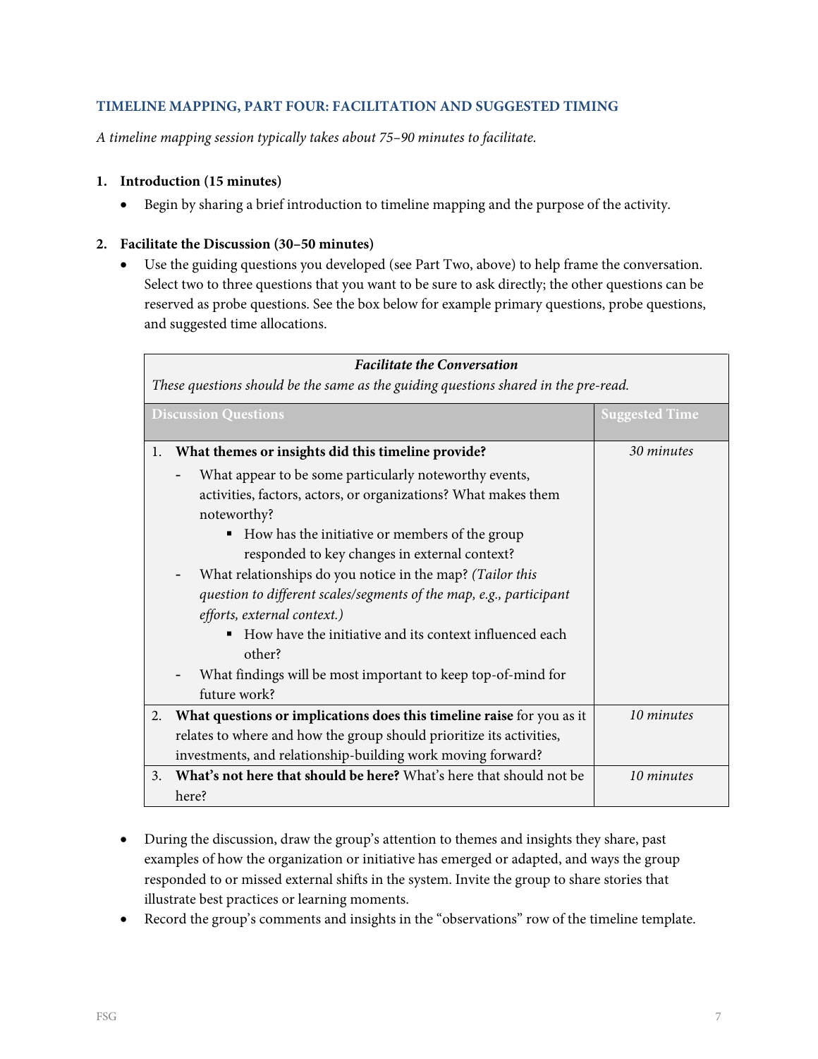### TIMELINE MAPPING, PART FOUR: FACILITATION AND SUGGESTED TIMING

*A timeline mapping session typically takes about 75–90 minutes to facilitate.*

1. **Introduction (15 minutes)**
   - Begin by sharing a brief introduction to timeline mapping and the purpose of the activity.

2. **Facilitate the Discussion (30–50 minutes)**
   - Use the guiding questions you developed (see Part Two, above) to help frame the conversation. Select two to three questions that you want to be sure to ask directly; the other questions can be reserved as probe questions. See the box below for example primary questions, probe questions, and suggested time allocations.

| ***Facilitate the Conversation*** *These questions should be the same as the guiding questions shared in the pre-read.* | |
|---|---|
| **Discussion Questions** | **Suggested Time** |
| 1. **What themes or insights did this timeline provide?**<br>- What appear to be some particularly noteworthy events, activities, factors, actors, or organizations? What makes them noteworthy?<br>&nbsp;&nbsp;▪ How has the initiative or members of the group responded to key changes in external context?<br>- What relationships do you notice in the map? *(Tailor this question to different scales/segments of the map, e.g., participant efforts, external context.)*<br>&nbsp;&nbsp;▪ How have the initiative and its context influenced each other?<br>- What findings will be most important to keep top-of-mind for future work? | *30 minutes* |
| 2. **What questions or implications does this timeline raise** for you as it relates to where and how the group should prioritize its activities, investments, and relationship-building work moving forward? | *10 minutes* |
| 3. **What's not here that should be here?** What's here that should not be here? | *10 minutes* |

   - During the discussion, draw the group's attention to themes and insights they share, past examples of how the organization or initiative has emerged or adapted, and ways the group responded to or missed external shifts in the system. Invite the group to share stories that illustrate best practices or learning moments.
   - Record the group's comments and insights in the "observations" row of the timeline template.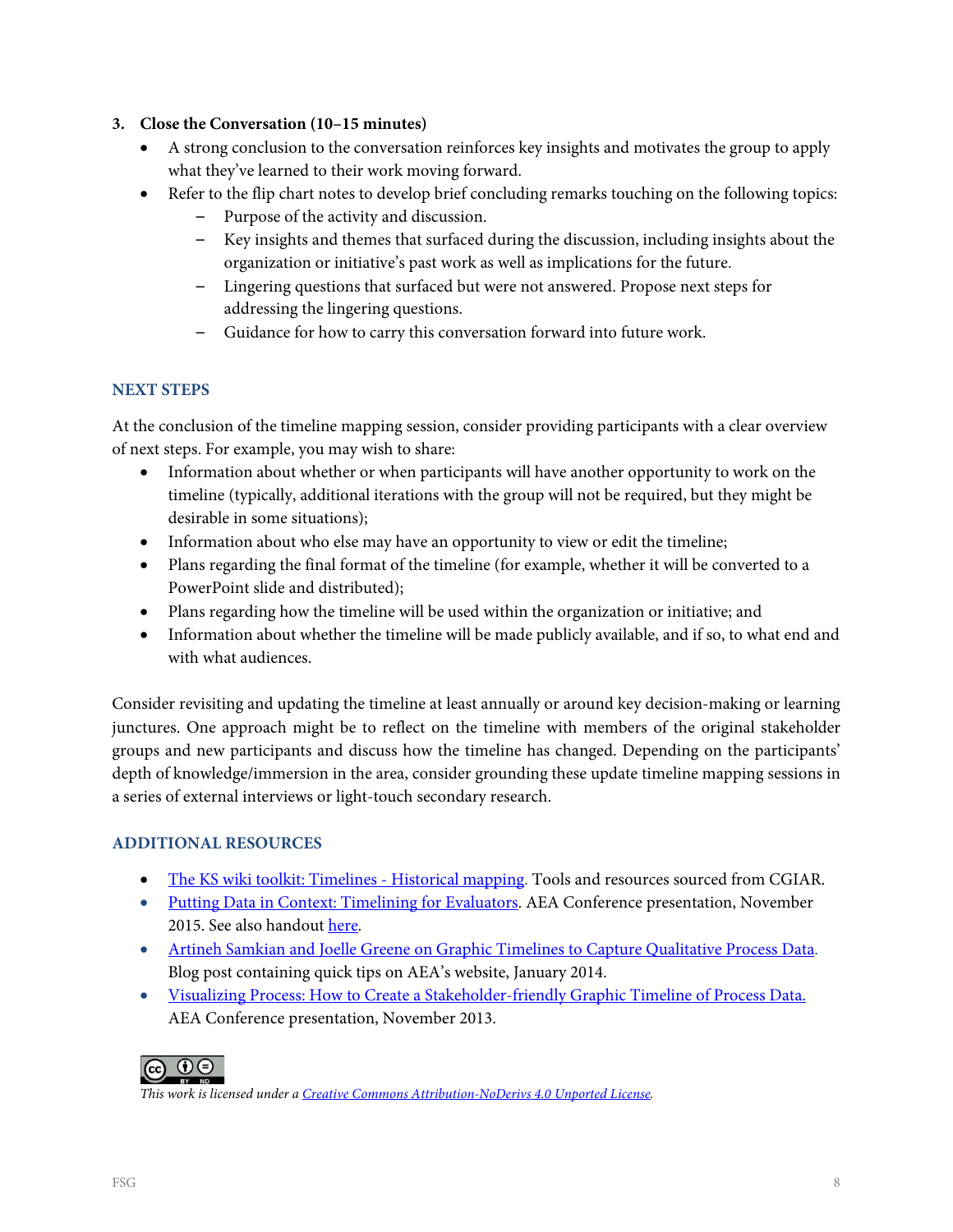3. **Close the Conversation (10–15 minutes)**
   - A strong conclusion to the conversation reinforces key insights and motivates the group to apply what they've learned to their work moving forward.
   - Refer to the flip chart notes to develop brief concluding remarks touching on the following topics:
     - Purpose of the activity and discussion.
     - Key insights and themes that surfaced during the discussion, including insights about the organization or initiative's past work as well as implications for the future.
     - Lingering questions that surfaced but were not answered. Propose next steps for addressing the lingering questions.
     - Guidance for how to carry this conversation forward into future work.

## NEXT STEPS

At the conclusion of the timeline mapping session, consider providing participants with a clear overview of next steps. For example, you may wish to share:

- Information about whether or when participants will have another opportunity to work on the timeline (typically, additional iterations with the group will not be required, but they might be desirable in some situations);
- Information about who else may have an opportunity to view or edit the timeline;
- Plans regarding the final format of the timeline (for example, whether it will be converted to a PowerPoint slide and distributed);
- Plans regarding how the timeline will be used within the organization or initiative; and
- Information about whether the timeline will be made publicly available, and if so, to what end and with what audiences.

Consider revisiting and updating the timeline at least annually or around key decision-making or learning junctures. One approach might be to reflect on the timeline with members of the original stakeholder groups and new participants and discuss how the timeline has changed. Depending on the participants' depth of knowledge/immersion in the area, consider grounding these update timeline mapping sessions in a series of external interviews or light-touch secondary research.

## ADDITIONAL RESOURCES

- The KS wiki toolkit: Timelines - Historical mapping. Tools and resources sourced from CGIAR.
- Putting Data in Context: Timelining for Evaluators. AEA Conference presentation, November 2015. See also handout here.
- Artineh Samkian and Joelle Greene on Graphic Timelines to Capture Qualitative Process Data. Blog post containing quick tips on AEA's website, January 2014.
- Visualizing Process: How to Create a Stakeholder-friendly Graphic Timeline of Process Data. AEA Conference presentation, November 2013.

*This work is licensed under a Creative Commons Attribution-NoDerivs 4.0 Unported License.*